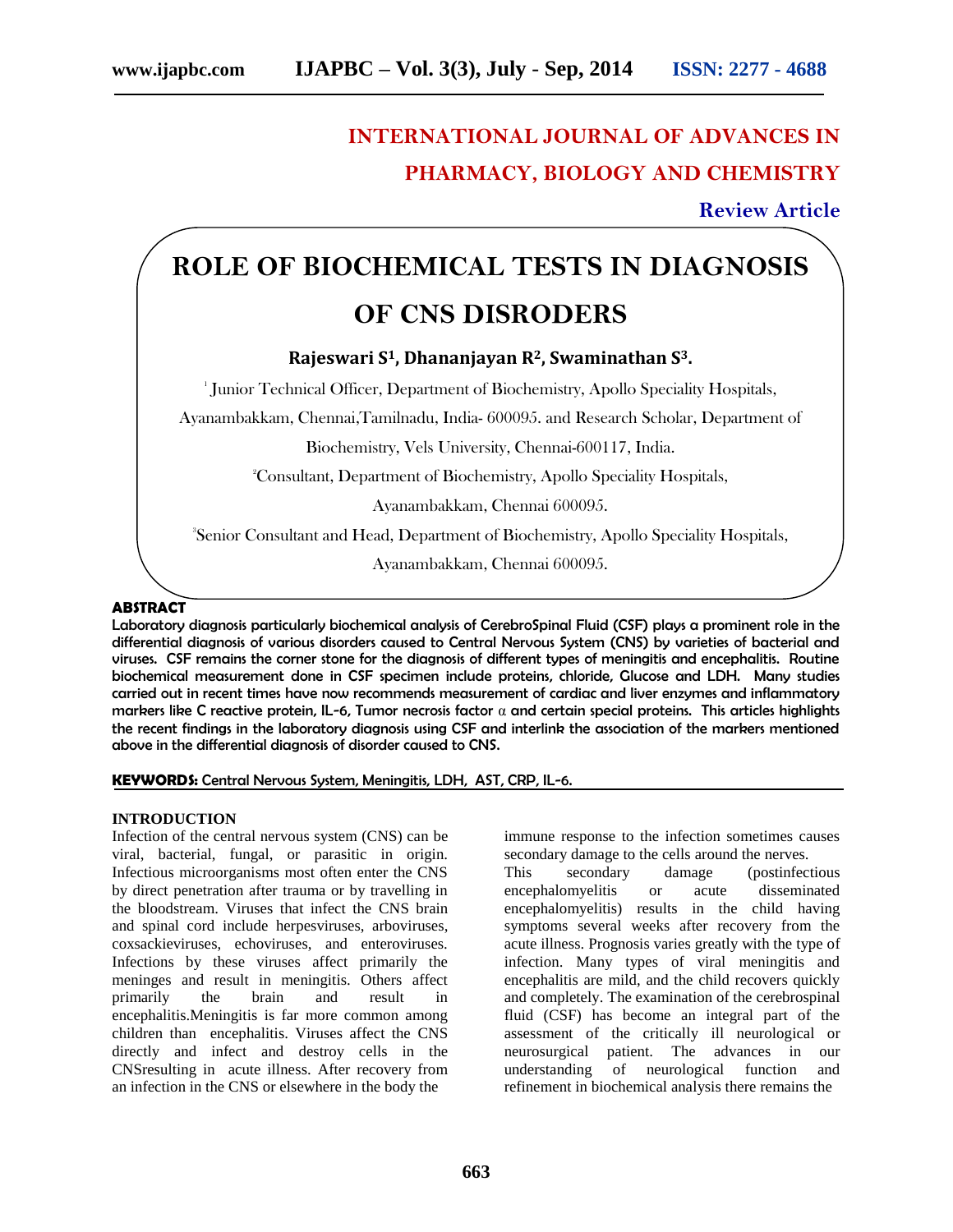# INTERNATIONAL JOURNAL OF ADVANCES IN PHARMACY, BIOLOGY AND CHEMISTRY

**Review Article**

# ROLE OF BIOCHEMICAL TESTS IN DIAGNOSIS OF CNS DISRODERS

**Rajeswari S[1], Dhananjayan R[2], Swaminathan S[3].**

[1] Junior Technical Officer, Department of Biochemistry, Apollo Speciality Hospitals, Ayanambakkam, Chennai,Tamilnadu, India- 600095. and Research Scholar, Department of Biochemistry, Vels University, Chennai-600117, India.

[2] Consultant, Department of Biochemistry, Apollo Speciality Hospitals, Ayanambakkam, Chennai 600095.

[3] Senior Consultant and Head, Department of Biochemistry, Apollo Speciality Hospitals, Ayanambakkam, Chennai 600095.

## ABSTRACT

**Laboratory diagnosis particularly biochemical analysis of CerebroSpinal Fluid (CSF) plays a prominent role in the differential diagnosis of various disorders caused to Central Nervous System (CNS) by varieties of bacterial and viruses. CSF remains the corner stone for the diagnosis of different types of meningitis and encephalitis. Routine biochemical measurement done in CSF specimen include proteins, chloride, Glucose and LDH. Many studies carried out in recent times have now recommends measurement of cardiac and liver enzymes and inflammatory markers like C reactive protein, IL-6, Tumor necrosis factor α and certain special proteins. This articles highlights the recent findings in the laboratory diagnosis using CSF and interlink the association of the markers mentioned above in the differential diagnosis of disorder caused to CNS.**

**KEYWORDS:** Central Nervous System, Meningitis, LDH, AST, CRP, IL-6.

## INTRODUCTION

Infection of the central nervous system (CNS) can be viral, bacterial, fungal, or parasitic in origin. Infectious microorganisms most often enter the CNS by direct penetration after trauma or by travelling in the bloodstream. Viruses that infect the CNS brain and spinal cord include herpesviruses, arboviruses, coxsackieviruses, echoviruses, and enteroviruses. Infections by these viruses affect primarily the meninges and result in meningitis. Others affect primarily the brain and result in encephalitis.Meningitis is far more common among children than encephalitis. Viruses affect the CNS directly and infect and destroy cells in the CNSresulting in acute illness. After recovery from an infection in the CNS or elsewhere in the body the immune response to the infection sometimes causes secondary damage to the cells around the nerves.

This secondary damage (postinfectious encephalomyelitis or acute disseminated encephalomyelitis) results in the child having symptoms several weeks after recovery from the acute illness. Prognosis varies greatly with the type of infection. Many types of viral meningitis and encephalitis are mild, and the child recovers quickly and completely. The examination of the cerebrospinal fluid (CSF) has become an integral part of the assessment of the critically ill neurological or neurosurgical patient. The advances in our understanding of neurological function and refinement in biochemical analysis there remains the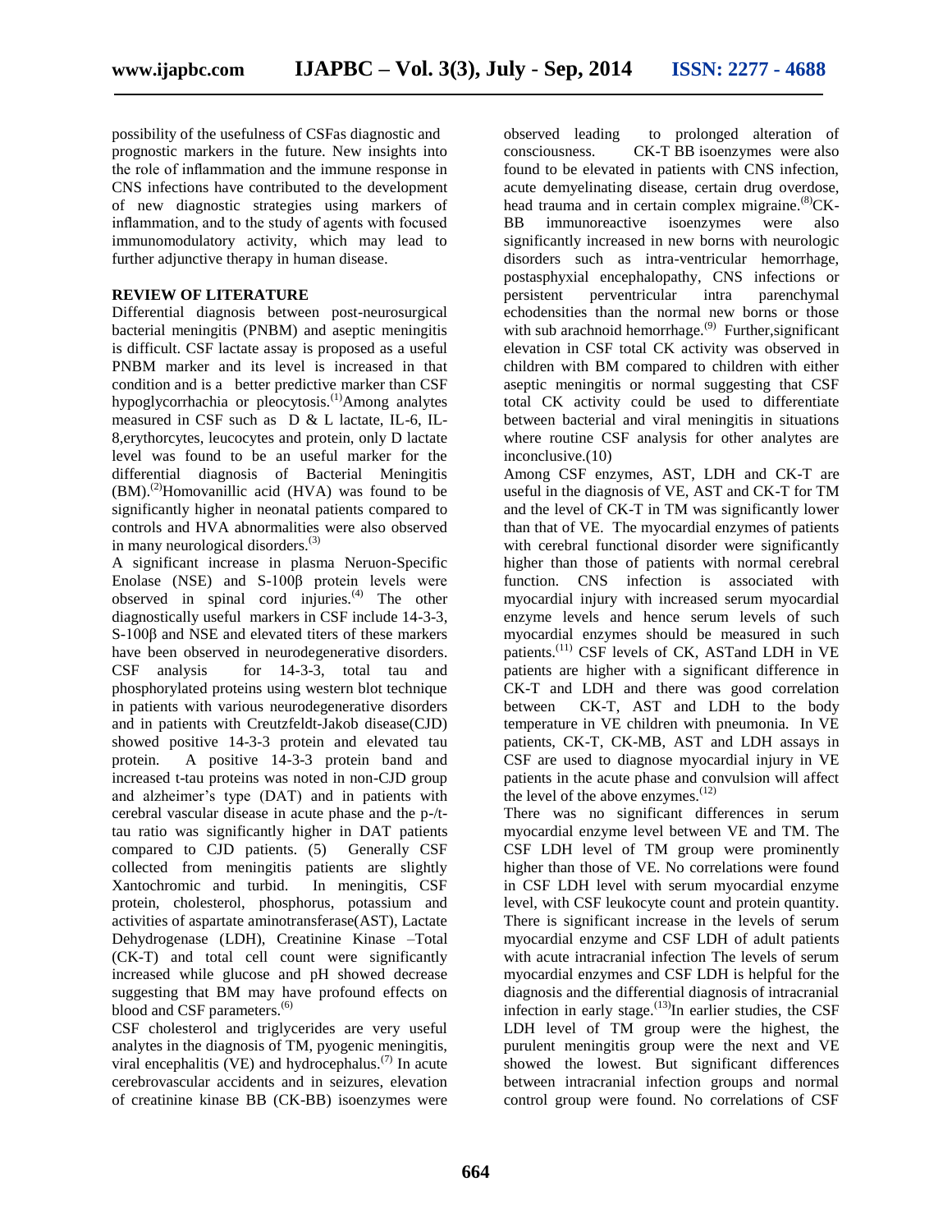possibility of the usefulness of CSFas diagnostic and prognostic markers in the future. New insights into the role of inflammation and the immune response in CNS infections have contributed to the development of new diagnostic strategies using markers of inflammation, and to the study of agents with focused immunomodulatory activity, which may lead to further adjunctive therapy in human disease.

## REVIEW OF LITERATURE

Differential diagnosis between post-neurosurgical bacterial meningitis (PNBM) and aseptic meningitis is difficult. CSF lactate assay is proposed as a useful PNBM marker and its level is increased in that condition and is a better predictive marker than CSF hypoglycorrhachia or pleocytosis.[1]Among analytes measured in CSF such as D & L lactate, IL-6, IL-8,erythorcytes, leucocytes and protein, only D lactate level was found to be an useful marker for the differential diagnosis of Bacterial Meningitis (BM).[2]Homovanillic acid (HVA) was found to be significantly higher in neonatal patients compared to controls and HVA abnormalities were also observed in many neurological disorders.[3]

A significant increase in plasma Neruon-Specific Enolase (NSE) and S-100β protein levels were observed in spinal cord injuries.[4] The other diagnostically useful markers in CSF include 14-3-3, S-100β and NSE and elevated titers of these markers have been observed in neurodegenerative disorders. CSF analysis for 14-3-3, total tau and phosphorylated proteins using western blot technique in patients with various neurodegenerative disorders and in patients with Creutzfeldt-Jakob disease(CJD) showed positive 14-3-3 protein and elevated tau protein. A positive 14-3-3 protein band and increased t-tau proteins was noted in non-CJD group and alzheimer's type (DAT) and in patients with cerebral vascular disease in acute phase and the p-/t-tau ratio was significantly higher in DAT patients compared to CJD patients. (5) Generally CSF collected from meningitis patients are slightly Xantochromic and turbid. In meningitis, CSF protein, cholesterol, phosphorus, potassium and activities of aspartate aminotransferase(AST), Lactate Dehydrogenase (LDH), Creatinine Kinase –Total (CK-T) and total cell count were significantly increased while glucose and pH showed decrease suggesting that BM may have profound effects on blood and CSF parameters.[6]

CSF cholesterol and triglycerides are very useful analytes in the diagnosis of TM, pyogenic meningitis, viral encephalitis (VE) and hydrocephalus.[7] In acute cerebrovascular accidents and in seizures, elevation of creatinine kinase BB (CK-BB) isoenzymes were observed leading to prolonged alteration of consciousness. CK-T BB isoenzymes were also found to be elevated in patients with CNS infection, acute demyelinating disease, certain drug overdose, head trauma and in certain complex migraine.[8]CK-BB immunoreactive isoenzymes were also significantly increased in new borns with neurologic disorders such as intra-ventricular hemorrhage, postasphyxial encephalopathy, CNS infections or persistent perventricular intra parenchymal echodensities than the normal new borns or those with sub arachnoid hemorrhage.[9] Further,significant elevation in CSF total CK activity was observed in children with BM compared to children with either aseptic meningitis or normal suggesting that CSF total CK activity could be used to differentiate between bacterial and viral meningitis in situations where routine CSF analysis for other analytes are inconclusive.(10)

Among CSF enzymes, AST, LDH and CK-T are useful in the diagnosis of VE, AST and CK-T for TM and the level of CK-T in TM was significantly lower than that of VE. The myocardial enzymes of patients with cerebral functional disorder were significantly higher than those of patients with normal cerebral function. CNS infection is associated with myocardial injury with increased serum myocardial enzyme levels and hence serum levels of such myocardial enzymes should be measured in such patients.[11] CSF levels of CK, ASTand LDH in VE patients are higher with a significant difference in CK-T and LDH and there was good correlation between CK-T, AST and LDH to the body temperature in VE children with pneumonia. In VE patients, CK-T, CK-MB, AST and LDH assays in CSF are used to diagnose myocardial injury in VE patients in the acute phase and convulsion will affect the level of the above enzymes.[12]

There was no significant differences in serum myocardial enzyme level between VE and TM. The CSF LDH level of TM group were prominently higher than those of VE. No correlations were found in CSF LDH level with serum myocardial enzyme level, with CSF leukocyte count and protein quantity. There is significant increase in the levels of serum myocardial enzyme and CSF LDH of adult patients with acute intracranial infection The levels of serum myocardial enzymes and CSF LDH is helpful for the diagnosis and the differential diagnosis of intracranial infection in early stage.[13]In earlier studies, the CSF LDH level of TM group were the highest, the purulent meningitis group were the next and VE showed the lowest. But significant differences between intracranial infection groups and normal control group were found. No correlations of CSF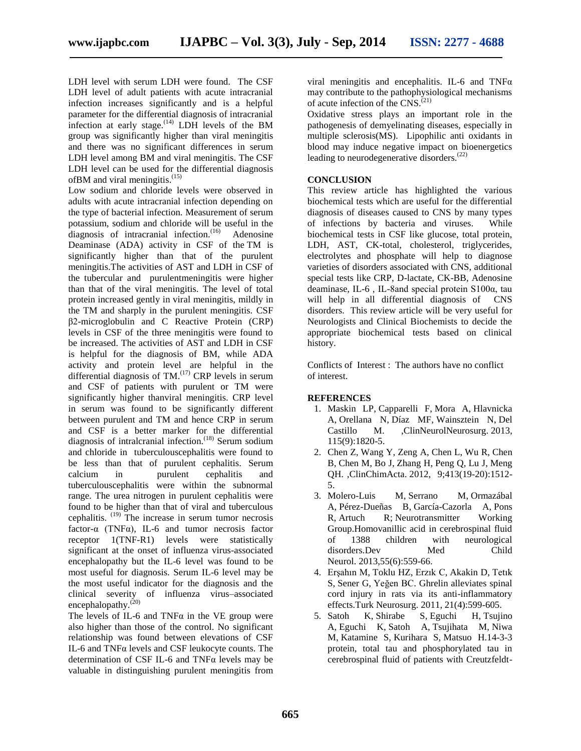LDH level with serum LDH were found. The CSF LDH level of adult patients with acute intracranial infection increases significantly and is a helpful parameter for the differential diagnosis of intracranial infection at early stage.[14] LDH levels of the BM group was significantly higher than viral meningitis and there was no significant differences in serum LDH level among BM and viral meningitis. The CSF LDH level can be used for the differential diagnosis ofBM and viral meningitis.[15]

Low sodium and chloride levels were observed in adults with acute intracranial infection depending on the type of bacterial infection. Measurement of serum potassium, sodium and chloride will be useful in the diagnosis of intracranial infection.[16] Adenosine Deaminase (ADA) activity in CSF of the TM is significantly higher than that of the purulent meningitis.The activities of AST and LDH in CSF of the tubercular and purulentmeningitis were higher than that of the viral meningitis. The level of total protein increased gently in viral meningitis, mildly in the TM and sharply in the purulent meningitis. CSF β2-microglobulin and C Reactive Protein (CRP) levels in CSF of the three meningitis were found to be increased. The activities of AST and LDH in CSF is helpful for the diagnosis of BM, while ADA activity and protein level are helpful in the differential diagnosis of TM.[17] CRP levels in serum and CSF of patients with purulent or TM were significantly higher thanviral meningitis. CRP level in serum was found to be significantly different between purulent and TM and hence CRP in serum and CSF is a better marker for the differential diagnosis of intralcranial infection.[18] Serum sodium and chloride in tuberculouscephalitis were found to be less than that of purulent cephalitis. Serum calcium in purulent cephalitis and tuberculouscephalitis were within the subnormal range. The urea nitrogen in purulent cephalitis were found to be higher than that of viral and tuberculous cephalitis. [19] The increase in serum tumor necrosis factor-α (TNFα), IL-6 and tumor necrosis factor receptor 1(TNF-R1) levels were statistically significant at the onset of influenza virus-associated encephalopathy but the IL-6 level was found to be most useful for diagnosis. Serum IL-6 level may be the most useful indicator for the diagnosis and the clinical severity of influenza virus–associated encephalopathy.[20]

The levels of IL-6 and TNFα in the VE group were also higher than those of the control. No significant relationship was found between elevations of CSF IL-6 and TNFα levels and CSF leukocyte counts. The determination of CSF IL-6 and TNFα levels may be valuable in distinguishing purulent meningitis from viral meningitis and encephalitis. IL-6 and TNFα may contribute to the pathophysiological mechanisms of acute infection of the CNS.[21]

Oxidative stress plays an important role in the pathogenesis of demyelinating diseases, especially in multiple sclerosis(MS). Lipophilic anti oxidants in blood may induce negative impact on bioenergetics leading to neurodegenerative disorders.[22]

## CONCLUSION

This review article has highlighted the various biochemical tests which are useful for the differential diagnosis of diseases caused to CNS by many types of infections by bacteria and viruses. While biochemical tests in CSF like glucose, total protein, LDH, AST, CK-total, cholesterol, triglycerides, electrolytes and phosphate will help to diagnose varieties of disorders associated with CNS, additional special tests like CRP, D-lactate, CK-BB, Adenosine deaminase, IL-6 , IL-8and special protein S100α, tau will help in all differential diagnosis of CNS disorders. This review article will be very useful for Neurologists and Clinical Biochemists to decide the appropriate biochemical tests based on clinical history.

Conflicts of Interest : The authors have no conflict of interest.

## REFERENCES

1. Maskin LP, Capparelli F, Mora A, Hlavnicka A, Orellana N, Díaz MF, Wainsztein N, Del Castillo M. ,ClinNeurolNeurosurg. 2013, 115(9):1820-5.
2. Chen Z, Wang Y, Zeng A, Chen L, Wu R, Chen B, Chen M, Bo J, Zhang H, Peng Q, Lu J, Meng QH. ,ClinChimActa. 2012, 9;413(19-20):1512-5.
3. Molero-Luis M, Serrano M, Ormazábal A, Pérez-Dueñas B, García-Cazorla A, Pons R, Artuch R; Neurotransmitter Working Group.Homovanillic acid in cerebrospinal fluid of 1388 children with neurological disorders.Dev Med Child Neurol. 2013,55(6):559-66.
4. Erşahın M, Toklu HZ, Erzık C, Akakin D, Tetık S, Sener G, Yeğen BC. Ghrelin alleviates spinal cord injury in rats via its anti-inflammatory effects.Turk Neurosurg. 2011, 21(4):599-605.
5. Satoh K, Shirabe S, Eguchi H, Tsujino A, Eguchi K, Satoh A, Tsujihata M, Niwa M, Katamine S, Kurihara S, Matsuo H.14-3-3 protein, total tau and phosphorylated tau in cerebrospinal fluid of patients with Creutzfeldt-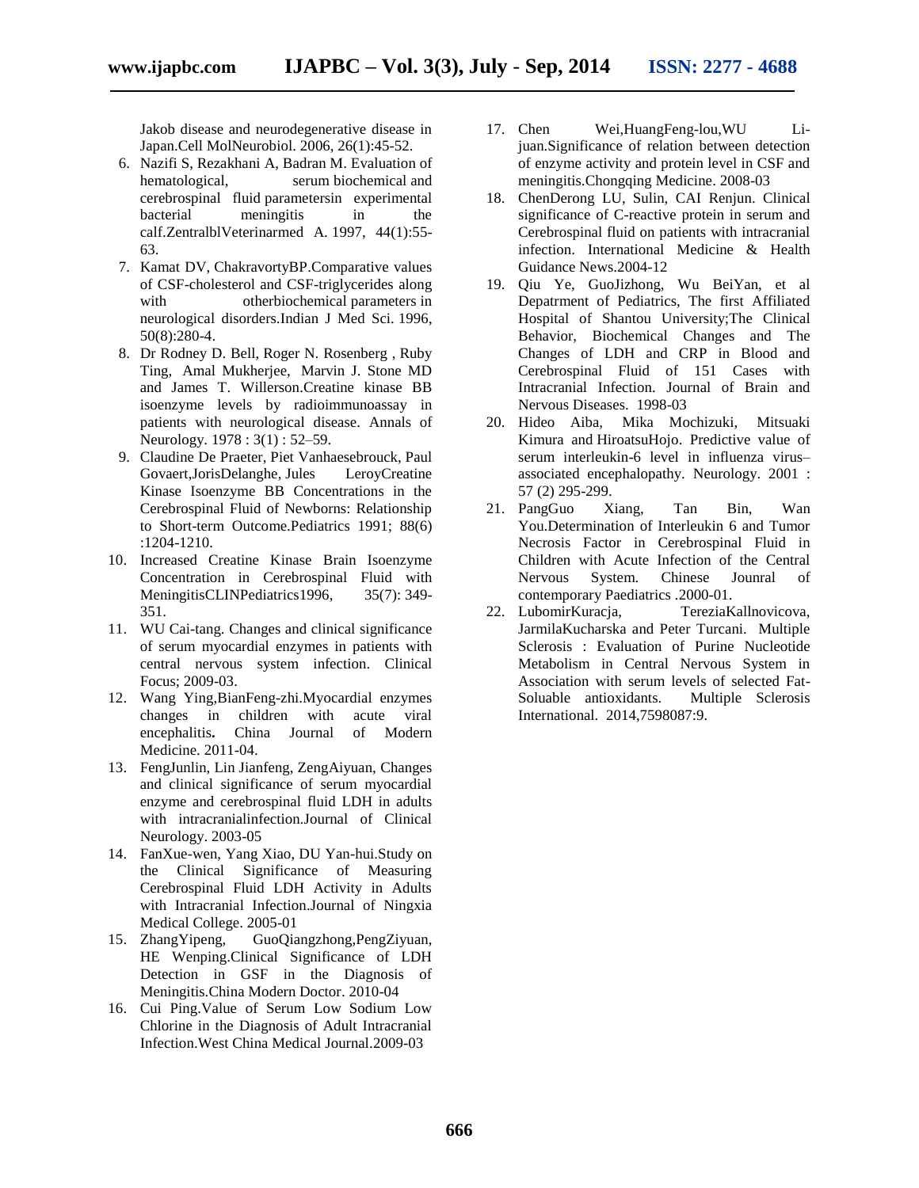Jakob disease and neurodegenerative disease in Japan.Cell MolNeurobiol. 2006, 26(1):45-52.

6. Nazifi S, Rezakhani A, Badran M. Evaluation of hematological, serum biochemical and cerebrospinal fluid parametersin experimental bacterial meningitis in the calf.ZentralblVeterinarmed A. 1997, 44(1):55-63.
7. Kamat DV, ChakravortyBP.Comparative values of CSF-cholesterol and CSF-triglycerides along with otherbiochemical parameters in neurological disorders.Indian J Med Sci. 1996, 50(8):280-4.
8. Dr Rodney D. Bell, Roger N. Rosenberg , Ruby Ting, Amal Mukherjee, Marvin J. Stone MD and James T. Willerson.Creatine kinase BB isoenzyme levels by radioimmunoassay in patients with neurological disease. Annals of Neurology. 1978 : 3(1) : 52–59.
9. Claudine De Praeter, Piet Vanhaesebrouck, Paul Govaert,JorisDelanghe, Jules LeroyCreatine Kinase Isoenzyme BB Concentrations in the Cerebrospinal Fluid of Newborns: Relationship to Short-term Outcome.Pediatrics 1991; 88(6) :1204-1210.
10. Increased Creatine Kinase Brain Isoenzyme Concentration in Cerebrospinal Fluid with MeningitisCLINPediatrics1996, 35(7): 349-351.
11. WU Cai-tang. Changes and clinical significance of serum myocardial enzymes in patients with central nervous system infection. Clinical Focus; 2009-03.
12. Wang Ying,BianFeng-zhi.Myocardial enzymes changes in children with acute viral encephalitis**.** China Journal of Modern Medicine. 2011-04.
13. FengJunlin, Lin Jianfeng, ZengAiyuan, Changes and clinical significance of serum myocardial enzyme and cerebrospinal fluid LDH in adults with intracranialinfection.Journal of Clinical Neurology. 2003-05
14. FanXue-wen, Yang Xiao, DU Yan-hui.Study on the Clinical Significance of Measuring Cerebrospinal Fluid LDH Activity in Adults with Intracranial Infection.Journal of Ningxia Medical College. 2005-01
15. ZhangYipeng, GuoQiangzhong,PengZiyuan, HE Wenping.Clinical Significance of LDH Detection in GSF in the Diagnosis of Meningitis.China Modern Doctor. 2010-04
16. Cui Ping.Value of Serum Low Sodium Low Chlorine in the Diagnosis of Adult Intracranial Infection.West China Medical Journal.2009-03
17. Chen Wei,HuangFeng-lou,WU Li-juan.Significance of relation between detection of enzyme activity and protein level in CSF and meningitis.Chongqing Medicine. 2008-03
18. ChenDerong LU, Sulin, CAI Renjun. Clinical significance of C-reactive protein in serum and Cerebrospinal fluid on patients with intracranial infection. International Medicine & Health Guidance News.2004-12
19. Qiu Ye, GuoJizhong, Wu BeiYan, et al Depatrment of Pediatrics, The first Affiliated Hospital of Shantou University;The Clinical Behavior, Biochemical Changes and The Changes of LDH and CRP in Blood and Cerebrospinal Fluid of 151 Cases with Intracranial Infection. Journal of Brain and Nervous Diseases. 1998-03
20. Hideo Aiba, Mika Mochizuki, Mitsuaki Kimura and HiroatsuHojo. Predictive value of serum interleukin-6 level in influenza virus–associated encephalopathy. Neurology. 2001 : 57 (2) 295-299.
21. PangGuo Xiang, Tan Bin, Wan You.Determination of Interleukin 6 and Tumor Necrosis Factor in Cerebrospinal Fluid in Children with Acute Infection of the Central Nervous System. Chinese Jounral of contemporary Paediatrics .2000-01.
22. LubomirKuracja, TereziaKallnovicova, JarmilaKucharska and Peter Turcani. Multiple Sclerosis : Evaluation of Purine Nucleotide Metabolism in Central Nervous System in Association with serum levels of selected Fat-Soluable antioxidants. Multiple Sclerosis International. 2014,7598087:9.